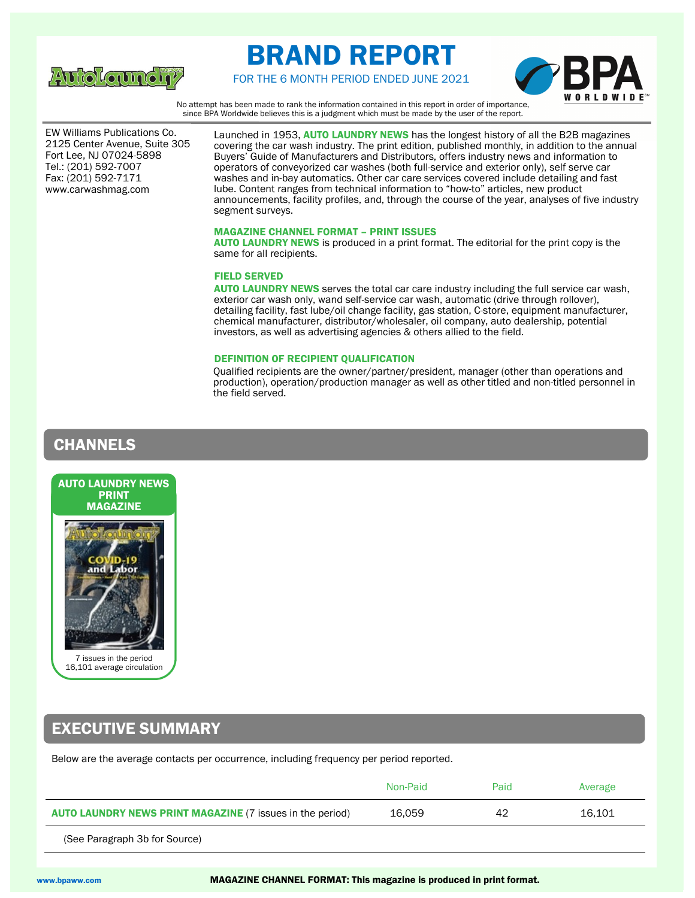# BRAND REPORT

FOR THE 6 MONTH PERIOD ENDED JUNE 2021

No attempt has been made to rank the information contained in this report in order of importance, since BPA Worldwide believes this is a judgment which must be made by the user of the report.

EW Williams Publications Co.
2125 Center Avenue, Suite 305
Fort Lee, NJ 07024-5898
Tel.: (201) 592-7007
Fax: (201) 592-7171
www.carwashmag.com

Launched in 1953, **AUTO LAUNDRY NEWS** has the longest history of all the B2B magazines covering the car wash industry. The print edition, published monthly, in addition to the annual Buyers' Guide of Manufacturers and Distributors, offers industry news and information to operators of conveyorized car washes (both full-service and exterior only), self serve car washes and in-bay automatics. Other car care services covered include detailing and fast lube. Content ranges from technical information to "how-to" articles, new product announcements, facility profiles, and, through the course of the year, analyses of five industry segment surveys.

### MAGAZINE CHANNEL FORMAT – PRINT ISSUES

**AUTO LAUNDRY NEWS** is produced in a print format. The editorial for the print copy is the same for all recipients.

### FIELD SERVED

**AUTO LAUNDRY NEWS** serves the total car care industry including the full service car wash, exterior car wash only, wand self-service car wash, automatic (drive through rollover), detailing facility, fast lube/oil change facility, gas station, C-store, equipment manufacturer, chemical manufacturer, distributor/wholesaler, oil company, auto dealership, potential investors, as well as advertising agencies & others allied to the field.

### DEFINITION OF RECIPIENT QUALIFICATION

Qualified recipients are the owner/partner/president, manager (other than operations and production), operation/production manager as well as other titled and non-titled personnel in the field served.

## CHANNELS

**AUTO LAUNDRY NEWS PRINT MAGAZINE**

7 issues in the period
16,101 average circulation

## EXECUTIVE SUMMARY

Below are the average contacts per occurrence, including frequency per period reported.

| | Non-Paid | Paid | Average |
|---|---|---|---|
| **AUTO LAUNDRY NEWS PRINT MAGAZINE** (7 issues in the period) | 16,059 | 42 | 16,101 |
| (See Paragraph 3b for Source) | | | |

**MAGAZINE CHANNEL FORMAT: This magazine is produced in print format.**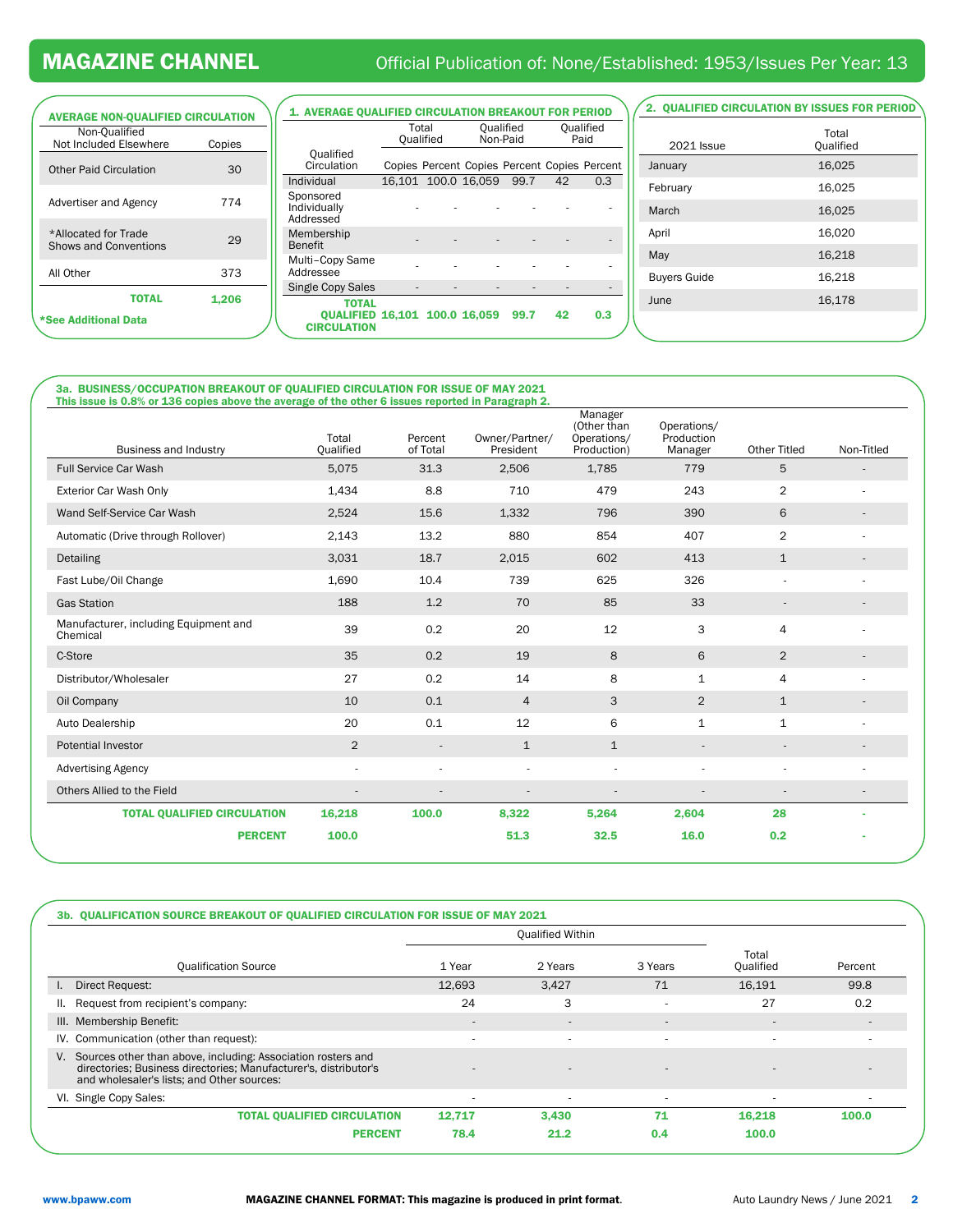# MAGAZINE CHANNEL

Official Publication of: None/Established: 1953/Issues Per Year: 13

## AVERAGE NON-QUALIFIED CIRCULATION

| Non-Qualified Not Included Elsewhere | Copies |
|---|---|
| Other Paid Circulation | 30 |
| Advertiser and Agency | 774 |
| *Allocated for Trade Shows and Conventions | 29 |
| All Other | 373 |
| **TOTAL** | **1,206** |

**\*See Additional Data**

## 1. AVERAGE QUALIFIED CIRCULATION BREAKOUT FOR PERIOD

| Qualified Circulation | Total Qualified | | Qualified Non-Paid | | Qualified Paid | |
|---|---|---|---|---|---|---|
| | Copies | Percent | Copies | Percent | Copies | Percent |
| Individual | 16,101 | 100.0 | 16,059 | 99.7 | 42 | 0.3 |
| Sponsored Individually Addressed | - | - | - | - | - | - |
| Membership Benefit | - | - | - | - | - | - |
| Multi-Copy Same Addressee | - | - | - | - | - | - |
| Single Copy Sales | - | - | - | - | - | - |
| **TOTAL QUALIFIED CIRCULATION** | **16,101** | **100.0** | **16,059** | **99.7** | **42** | **0.3** |

## 2. QUALIFIED CIRCULATION BY ISSUES FOR PERIOD

| 2021 Issue | Total Qualified |
|---|---|
| January | 16,025 |
| February | 16,025 |
| March | 16,025 |
| April | 16,020 |
| May | 16,218 |
| Buyers Guide | 16,218 |
| June | 16,178 |

## 3a. BUSINESS/OCCUPATION BREAKOUT OF QUALIFIED CIRCULATION FOR ISSUE OF MAY 2021

This issue is 0.8% or 136 copies above the average of the other 6 issues reported in Paragraph 2.

| Business and Industry | Total Qualified | Percent of Total | Owner/Partner/ President | Manager (Other than Operations/ Production) | Operations/ Production Manager | Other Titled | Non-Titled |
|---|---|---|---|---|---|---|---|
| Full Service Car Wash | 5,075 | 31.3 | 2,506 | 1,785 | 779 | 5 | - |
| Exterior Car Wash Only | 1,434 | 8.8 | 710 | 479 | 243 | 2 | - |
| Wand Self-Service Car Wash | 2,524 | 15.6 | 1,332 | 796 | 390 | 6 | - |
| Automatic (Drive through Rollover) | 2,143 | 13.2 | 880 | 854 | 407 | 2 | - |
| Detailing | 3,031 | 18.7 | 2,015 | 602 | 413 | 1 | - |
| Fast Lube/Oil Change | 1,690 | 10.4 | 739 | 625 | 326 | - | - |
| Gas Station | 188 | 1.2 | 70 | 85 | 33 | - | - |
| Manufacturer, including Equipment and Chemical | 39 | 0.2 | 20 | 12 | 3 | 4 | - |
| C-Store | 35 | 0.2 | 19 | 8 | 6 | 2 | - |
| Distributor/Wholesaler | 27 | 0.2 | 14 | 8 | 1 | 4 | - |
| Oil Company | 10 | 0.1 | 4 | 3 | 2 | 1 | - |
| Auto Dealership | 20 | 0.1 | 12 | 6 | 1 | 1 | - |
| Potential Investor | 2 | - | 1 | 1 | - | - | - |
| Advertising Agency | - | - | - | - | - | - | - |
| Others Allied to the Field | - | - | - | - | - | - | - |
| **TOTAL QUALIFIED CIRCULATION** | **16,218** | **100.0** | **8,322** | **5,264** | **2,604** | **28** | **-** |
| **PERCENT** | **100.0** | | **51.3** | **32.5** | **16.0** | **0.2** | **-** |

## 3b. QUALIFICATION SOURCE BREAKOUT OF QUALIFIED CIRCULATION FOR ISSUE OF MAY 2021

| Qualification Source | Qualified Within 1 Year | Qualified Within 2 Years | Qualified Within 3 Years | Total Qualified | Percent |
|---|---|---|---|---|---|
| I. Direct Request: | 12,693 | 3,427 | 71 | 16,191 | 99.8 |
| II. Request from recipient's company: | 24 | 3 | - | 27 | 0.2 |
| III. Membership Benefit: | - | - | - | - | - |
| IV. Communication (other than request): | - | - | - | - | - |
| V. Sources other than above, including: Association rosters and directories; Business directories; Manufacturer's, distributor's and wholesaler's lists; and Other sources: | - | - | - | - | - |
| VI. Single Copy Sales: | - | - | - | - | - |
| **TOTAL QUALIFIED CIRCULATION** | **12,717** | **3,430** | **71** | **16,218** | **100.0** |
| **PERCENT** | **78.4** | **21.2** | **0.4** | **100.0** | |

www.bpaww.com

**MAGAZINE CHANNEL FORMAT: This magazine is produced in print format.**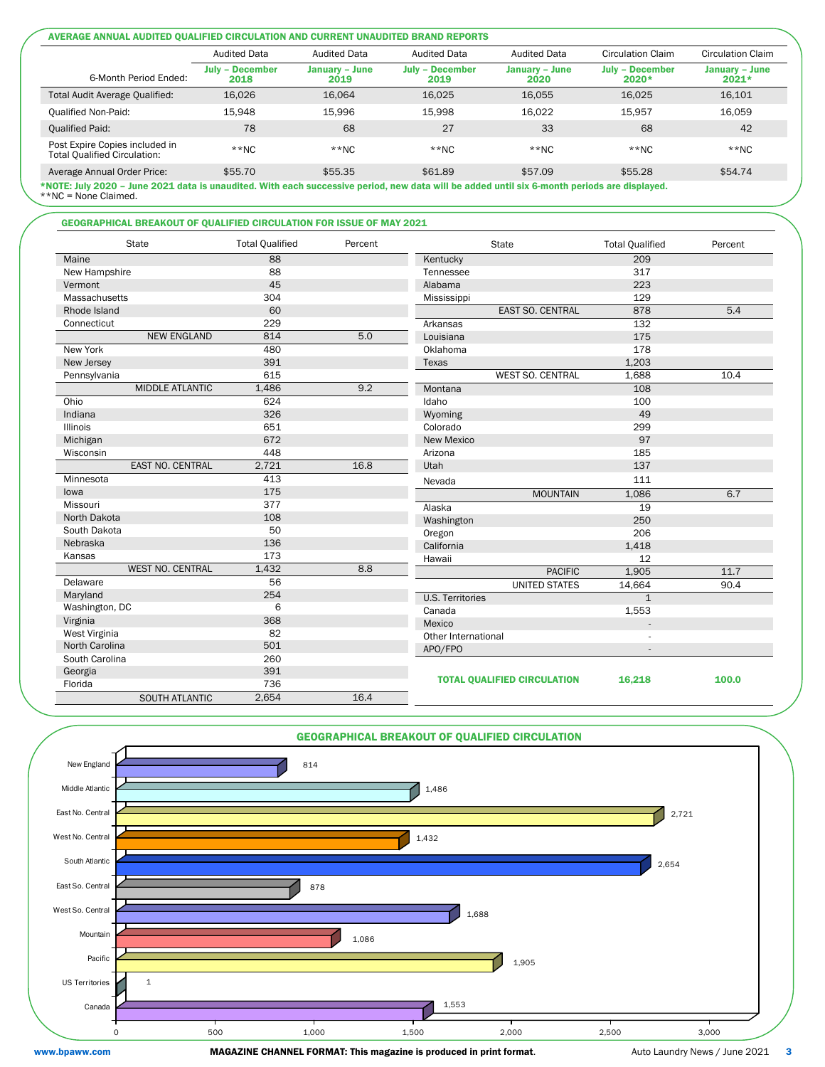## AVERAGE ANNUAL AUDITED QUALIFIED CIRCULATION AND CURRENT UNAUDITED BRAND REPORTS

| | Audited Data | Audited Data | Audited Data | Audited Data | Circulation Claim | Circulation Claim |
|---|---|---|---|---|---|---|
| 6-Month Period Ended: | July – December 2018 | January – June 2019 | July – December 2019 | January – June 2020 | July – December 2020* | January – June 2021* |
| Total Audit Average Qualified: | 16,026 | 16,064 | 16,025 | 16,055 | 16,025 | 16,101 |
| Qualified Non-Paid: | 15,948 | 15,996 | 15,998 | 16,022 | 15,957 | 16,059 |
| Qualified Paid: | 78 | 68 | 27 | 33 | 68 | 42 |
| Post Expire Copies included in Total Qualified Circulation: | **NC | **NC | **NC | **NC | **NC | **NC |
| Average Annual Order Price: | $55.70 | $55.35 | $61.89 | $57.09 | $55.28 | $54.74 |

***NOTE: July 2020 – June 2021 data is unaudited. With each successive period, new data will be added until six 6-month periods are displayed.**
**NC = None Claimed.

## GEOGRAPHICAL BREAKOUT OF QUALIFIED CIRCULATION FOR ISSUE OF MAY 2021

| State | Total Qualified | Percent |
|---|---|---|
| Maine | 88 | |
| New Hampshire | 88 | |
| Vermont | 45 | |
| Massachusetts | 304 | |
| Rhode Island | 60 | |
| Connecticut | 229 | |
| NEW ENGLAND | 814 | 5.0 |
| New York | 480 | |
| New Jersey | 391 | |
| Pennsylvania | 615 | |
| MIDDLE ATLANTIC | 1,486 | 9.2 |
| Ohio | 624 | |
| Indiana | 326 | |
| Illinois | 651 | |
| Michigan | 672 | |
| Wisconsin | 448 | |
| EAST NO. CENTRAL | 2,721 | 16.8 |
| Minnesota | 413 | |
| Iowa | 175 | |
| Missouri | 377 | |
| North Dakota | 108 | |
| South Dakota | 50 | |
| Nebraska | 136 | |
| Kansas | 173 | |
| WEST NO. CENTRAL | 1,432 | 8.8 |
| Delaware | 56 | |
| Maryland | 254 | |
| Washington, DC | 6 | |
| Virginia | 368 | |
| West Virginia | 82 | |
| North Carolina | 501 | |
| South Carolina | 260 | |
| Georgia | 391 | |
| Florida | 736 | |
| SOUTH ATLANTIC | 2,654 | 16.4 |
| Kentucky | 209 | |
| Tennessee | 317 | |
| Alabama | 223 | |
| Mississippi | 129 | |
| EAST SO. CENTRAL | 878 | 5.4 |
| Arkansas | 132 | |
| Louisiana | 175 | |
| Oklahoma | 178 | |
| Texas | 1,203 | |
| WEST SO. CENTRAL | 1,688 | 10.4 |
| Montana | 108 | |
| Idaho | 100 | |
| Wyoming | 49 | |
| Colorado | 299 | |
| New Mexico | 97 | |
| Arizona | 185 | |
| Utah | 137 | |
| Nevada | 111 | |
| MOUNTAIN | 1,086 | 6.7 |
| Alaska | 19 | |
| Washington | 250 | |
| Oregon | 206 | |
| California | 1,418 | |
| Hawaii | 12 | |
| PACIFIC | 1,905 | 11.7 |
| UNITED STATES | 14,664 | 90.4 |
| U.S. Territories | 1 | |
| Canada | 1,553 | |
| Mexico | - | |
| Other International | - | |
| APO/FPO | - | |
| **TOTAL QUALIFIED CIRCULATION** | **16,218** | **100.0** |

## GEOGRAPHICAL BREAKOUT OF QUALIFIED CIRCULATION

| Region | Total Qualified |
|---|---|
| New England | 814 |
| Middle Atlantic | 1,486 |
| East No. Central | 2,721 |
| West No. Central | 1,432 |
| South Atlantic | 2,654 |
| East So. Central | 878 |
| West So. Central | 1,688 |
| Mountain | 1,086 |
| Pacific | 1,905 |
| US Territories | 1 |
| Canada | 1,553 |

www.bpaww.com

**MAGAZINE CHANNEL FORMAT: This magazine is produced in print format.**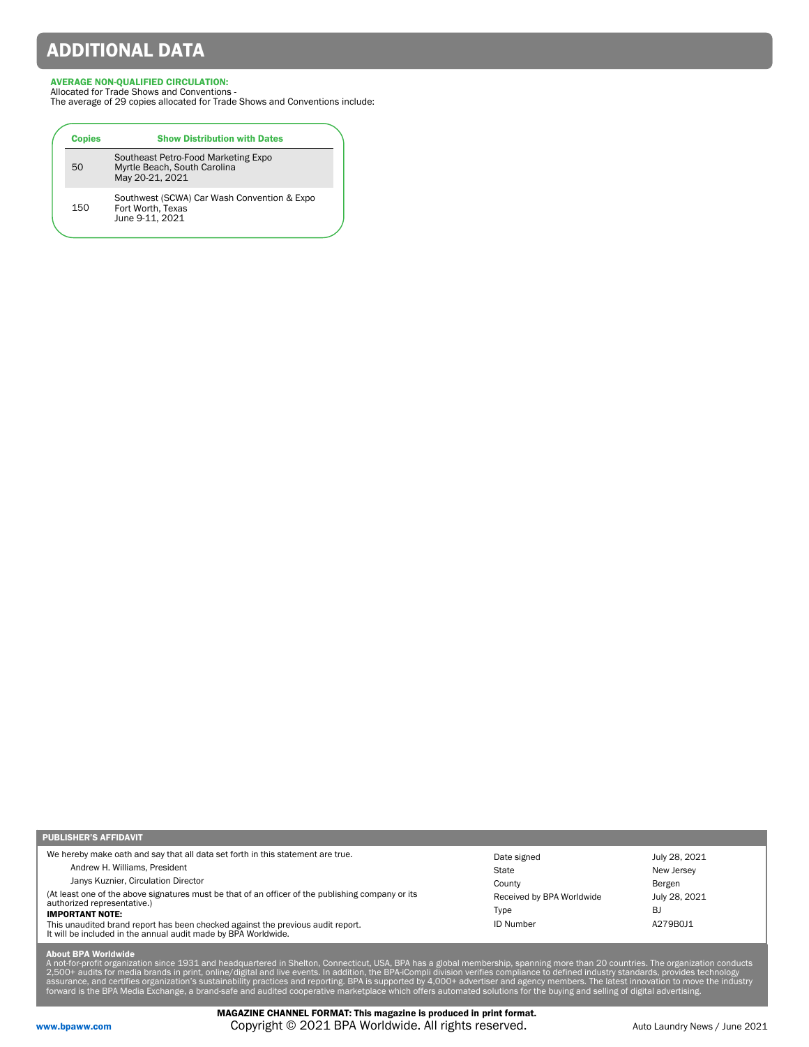## ADDITIONAL DATA

**AVERAGE NON-QUALIFIED CIRCULATION:**
Allocated for Trade Shows and Conventions -
The average of 29 copies allocated for Trade Shows and Conventions include:

| Copies | Show Distribution with Dates |
|---|---|
| 50 | Southeast Petro-Food Marketing Expo<br>Myrtle Beach, South Carolina<br>May 20-21, 2021 |
| 150 | Southwest (SCWA) Car Wash Convention & Expo<br>Fort Worth, Texas<br>June 9-11, 2021 |

### PUBLISHER'S AFFIDAVIT

We hereby make oath and say that all data set forth in this statement are true.

Andrew H. Williams, President

Janys Kuznier, Circulation Director

(At least one of the above signatures must be that of an officer of the publishing company or its authorized representative.)

**IMPORTANT NOTE:**
This unaudited brand report has been checked against the previous audit report.
It will be included in the annual audit made by BPA Worldwide.

| | |
|---|---|
| Date signed | July 28, 2021 |
| State | New Jersey |
| County | Bergen |
| Received by BPA Worldwide | July 28, 2021 |
| Type | BJ |
| ID Number | A279B0J1 |

**About BPA Worldwide**
A not-for-profit organization since 1931 and headquartered in Shelton, Connecticut, USA, BPA has a global membership, spanning more than 20 countries. The organization conducts 2,500+ audits for media brands in print, online/digital and live events. In addition, the BPA-iCompli division verifies compliance to defined industry standards, provides technology assurance, and certifies organization's sustainability practices and reporting. BPA is supported by 4,000+ advertiser and agency members. The latest innovation to move the industry forward is the BPA Media Exchange, a brand-safe and audited cooperative marketplace which offers automated solutions for the buying and selling of digital advertising.

**MAGAZINE CHANNEL FORMAT: This magazine is produced in print format.**

www.bpaww.com

Copyright © 2021 BPA Worldwide. All rights reserved.

Auto Laundry News / June 2021